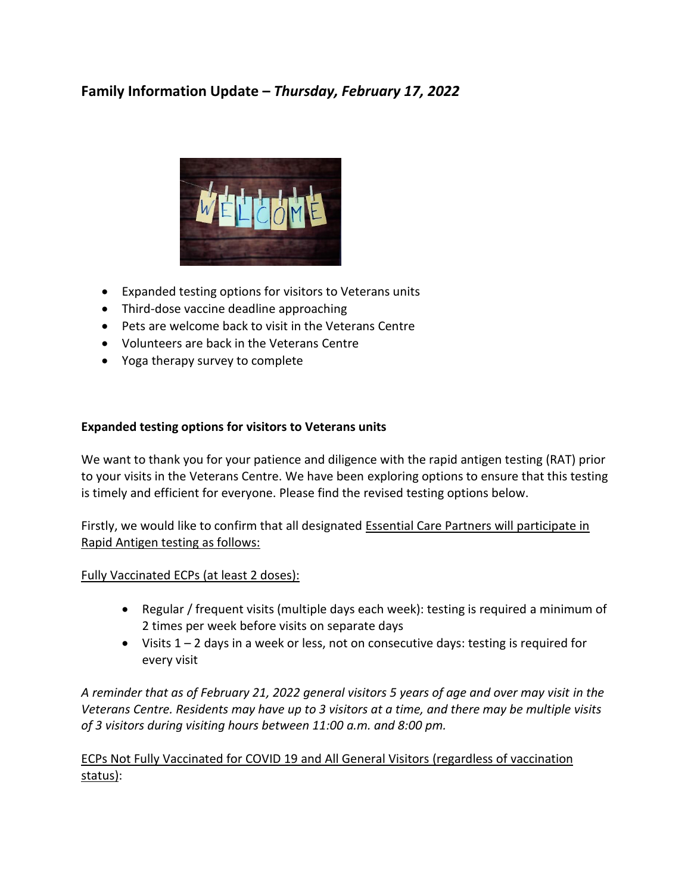## Family Information Update – *Thursday, February 17, 2022*

- Expanded testing options for visitors to Veterans units
- Third-dose vaccine deadline approaching
- Pets are welcome back to visit in the Veterans Centre
- Volunteers are back in the Veterans Centre
- Yoga therapy survey to complete

### Expanded testing options for visitors to Veterans units

We want to thank you for your patience and diligence with the rapid antigen testing (RAT) prior to your visits in the Veterans Centre. We have been exploring options to ensure that this testing is timely and efficient for everyone. Please find the revised testing options below.

Firstly, we would like to confirm that all designated Essential Care Partners will participate in Rapid Antigen testing as follows:

Fully Vaccinated ECPs (at least 2 doses):

- Regular / frequent visits (multiple days each week): testing is required a minimum of 2 times per week before visits on separate days
- Visits 1 – 2 days in a week or less, not on consecutive days: testing is required for every visit

*A reminder that as of February 21, 2022 general visitors 5 years of age and over may visit in the Veterans Centre. Residents may have up to 3 visitors at a time, and there may be multiple visits of 3 visitors during visiting hours between 11:00 a.m. and 8:00 pm.*

ECPs Not Fully Vaccinated for COVID 19 and All General Visitors (regardless of vaccination status):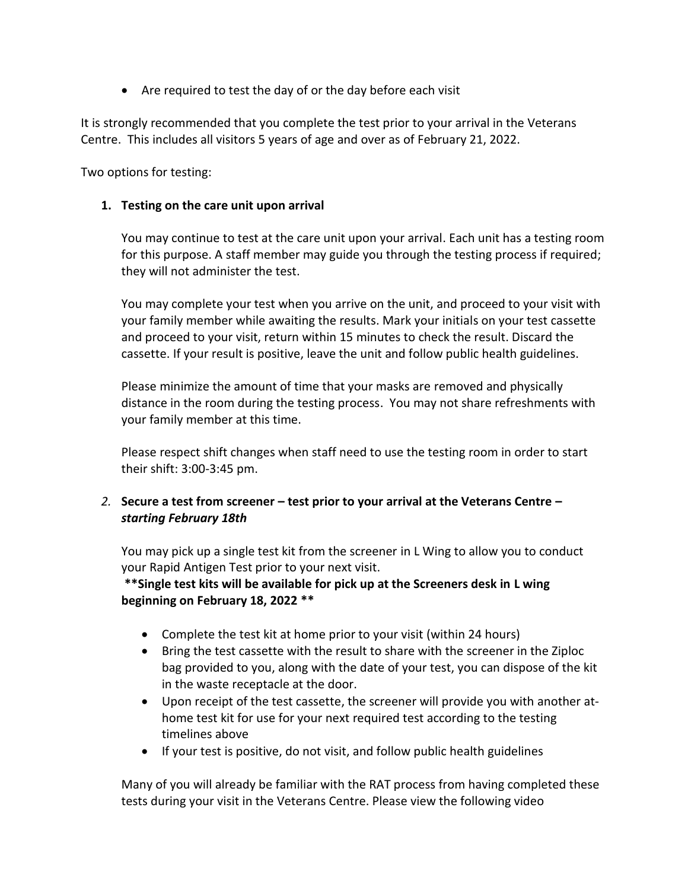- Are required to test the day of or the day before each visit

It is strongly recommended that you complete the test prior to your arrival in the Veterans Centre. This includes all visitors 5 years of age and over as of February 21, 2022.

Two options for testing:

1. **Testing on the care unit upon arrival**

   You may continue to test at the care unit upon your arrival. Each unit has a testing room for this purpose. A staff member may guide you through the testing process if required; they will not administer the test.

   You may complete your test when you arrive on the unit, and proceed to your visit with your family member while awaiting the results. Mark your initials on your test cassette and proceed to your visit, return within 15 minutes to check the result. Discard the cassette. If your result is positive, leave the unit and follow public health guidelines.

   Please minimize the amount of time that your masks are removed and physically distance in the room during the testing process. You may not share refreshments with your family member at this time.

   Please respect shift changes when staff need to use the testing room in order to start their shift: 3:00-3:45 pm.

2. ***Secure a test from screener – test prior to your arrival at the Veterans Centre – starting February 18th***

   You may pick up a single test kit from the screener in L Wing to allow you to conduct your Rapid Antigen Test prior to your next visit.
   **\*\*Single test kits will be available for pick up at the Screeners desk in L wing beginning on February 18, 2022 \*\***

   - Complete the test kit at home prior to your visit (within 24 hours)
   - Bring the test cassette with the result to share with the screener in the Ziploc bag provided to you, along with the date of your test, you can dispose of the kit in the waste receptacle at the door.
   - Upon receipt of the test cassette, the screener will provide you with another at-home test kit for use for your next required test according to the testing timelines above
   - If your test is positive, do not visit, and follow public health guidelines

   Many of you will already be familiar with the RAT process from having completed these tests during your visit in the Veterans Centre. Please view the following video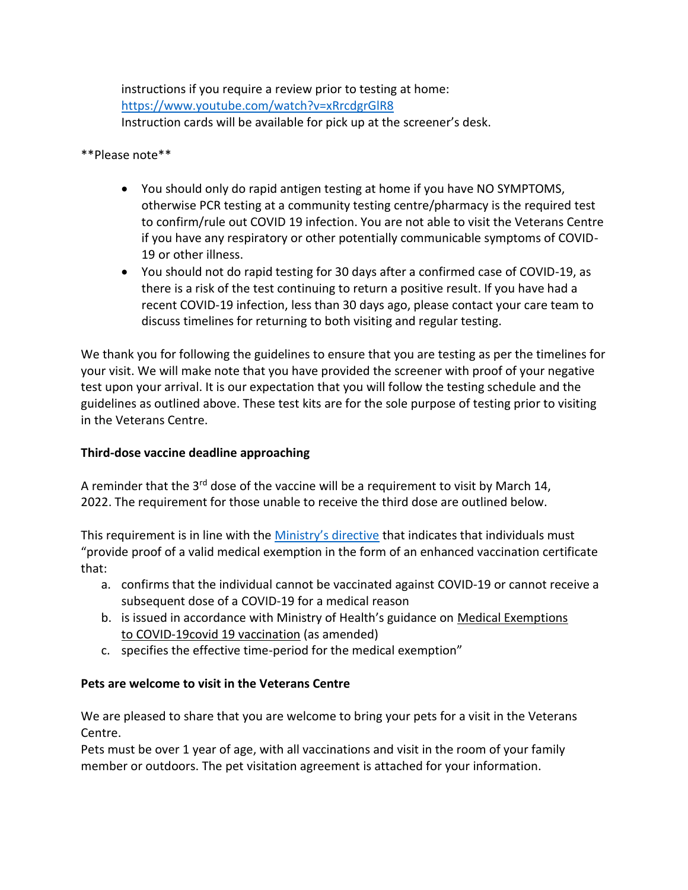instructions if you require a review prior to testing at home: [https://www.youtube.com/watch?v=xRrcdgrGlR8](https://www.youtube.com/watch?v=xRrcdgrGlR8)
Instruction cards will be available for pick up at the screener's desk.

**Please note**

- You should only do rapid antigen testing at home if you have NO SYMPTOMS, otherwise PCR testing at a community testing centre/pharmacy is the required test to confirm/rule out COVID 19 infection. You are not able to visit the Veterans Centre if you have any respiratory or other potentially communicable symptoms of COVID-19 or other illness.
- You should not do rapid testing for 30 days after a confirmed case of COVID-19, as there is a risk of the test continuing to return a positive result. If you have had a recent COVID-19 infection, less than 30 days ago, please contact your care team to discuss timelines for returning to both visiting and regular testing.

We thank you for following the guidelines to ensure that you are testing as per the timelines for your visit. We will make note that you have provided the screener with proof of your negative test upon your arrival. It is our expectation that you will follow the testing schedule and the guidelines as outlined above. These test kits are for the sole purpose of testing prior to visiting in the Veterans Centre.

**Third-dose vaccine deadline approaching**

A reminder that the 3rd dose of the vaccine will be a requirement to visit by March 14, 2022. The requirement for those unable to receive the third dose are outlined below.

This requirement is in line with the Ministry's directive that indicates that individuals must "provide proof of a valid medical exemption in the form of an enhanced vaccination certificate that:

a. confirms that the individual cannot be vaccinated against COVID-19 or cannot receive a subsequent dose of a COVID-19 for a medical reason
b. is issued in accordance with Ministry of Health's guidance on Medical Exemptions to COVID-19covid 19 vaccination (as amended)
c. specifies the effective time-period for the medical exemption"

**Pets are welcome to visit in the Veterans Centre**

We are pleased to share that you are welcome to bring your pets for a visit in the Veterans Centre.
Pets must be over 1 year of age, with all vaccinations and visit in the room of your family member or outdoors. The pet visitation agreement is attached for your information.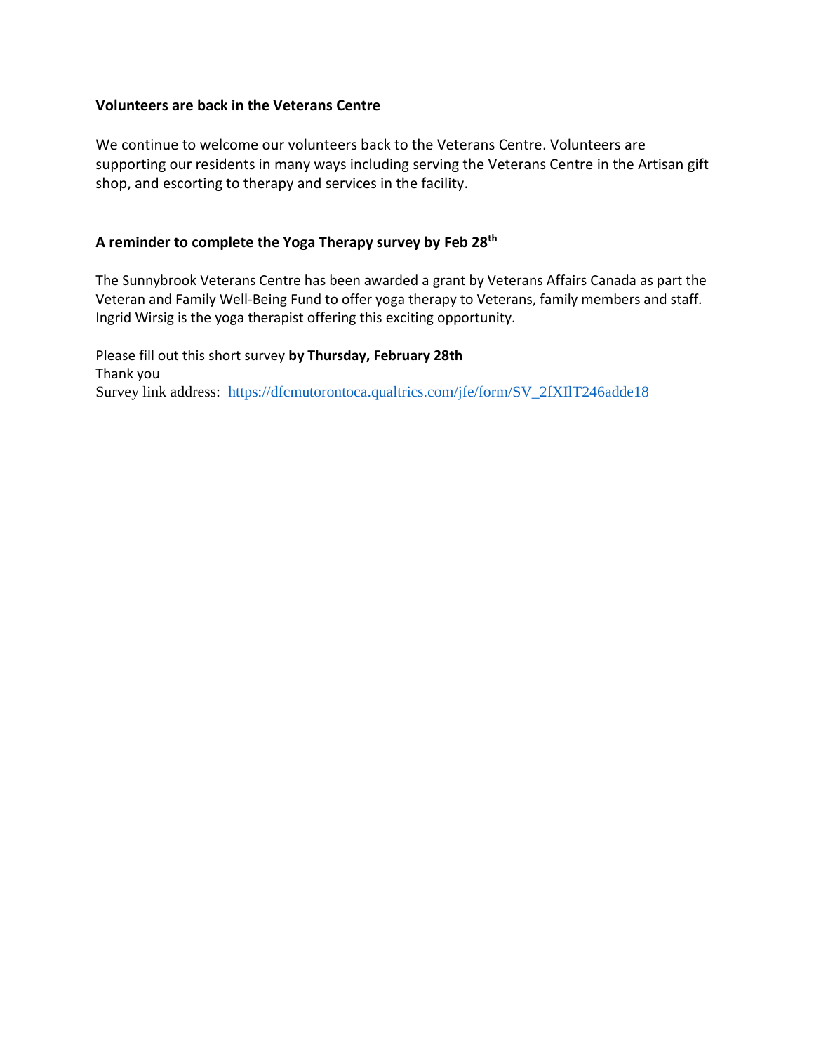**Volunteers are back in the Veterans Centre**

We continue to welcome our volunteers back to the Veterans Centre. Volunteers are supporting our residents in many ways including serving the Veterans Centre in the Artisan gift shop, and escorting to therapy and services in the facility.

**A reminder to complete the Yoga Therapy survey by Feb 28th**

The Sunnybrook Veterans Centre has been awarded a grant by Veterans Affairs Canada as part the Veteran and Family Well-Being Fund to offer yoga therapy to Veterans, family members and staff. Ingrid Wirsig is the yoga therapist offering this exciting opportunity.

Please fill out this short survey **by Thursday, February 28th**
Thank you
Survey link address: https://dfcmutorontoca.qualtrics.com/jfe/form/SV_2fXIlT246adde18